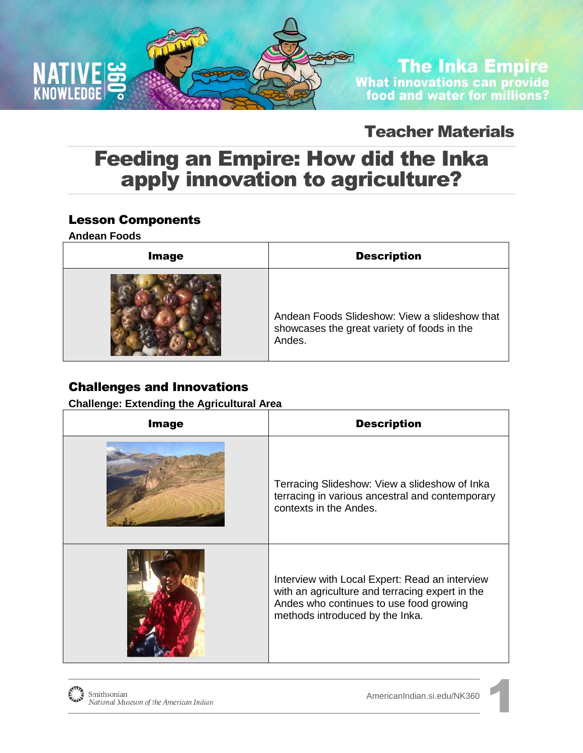The Inka Empire

What innovations can provide food and water for millions?

Teacher Materials

# Feeding an Empire: How did the Inka apply innovation to agriculture?

## Lesson Components

**Andean Foods**

| Image | Description |
|---|---|
| | Andean Foods Slideshow: View a slideshow that showcases the great variety of foods in the Andes. |

## Challenges and Innovations

**Challenge: Extending the Agricultural Area**

| Image | Description |
|---|---|
| | Terracing Slideshow: View a slideshow of Inka terracing in various ancestral and contemporary contexts in the Andes. |
| | Interview with Local Expert: Read an interview with an agriculture and terracing expert in the Andes who continues to use food growing methods introduced by the Inka. |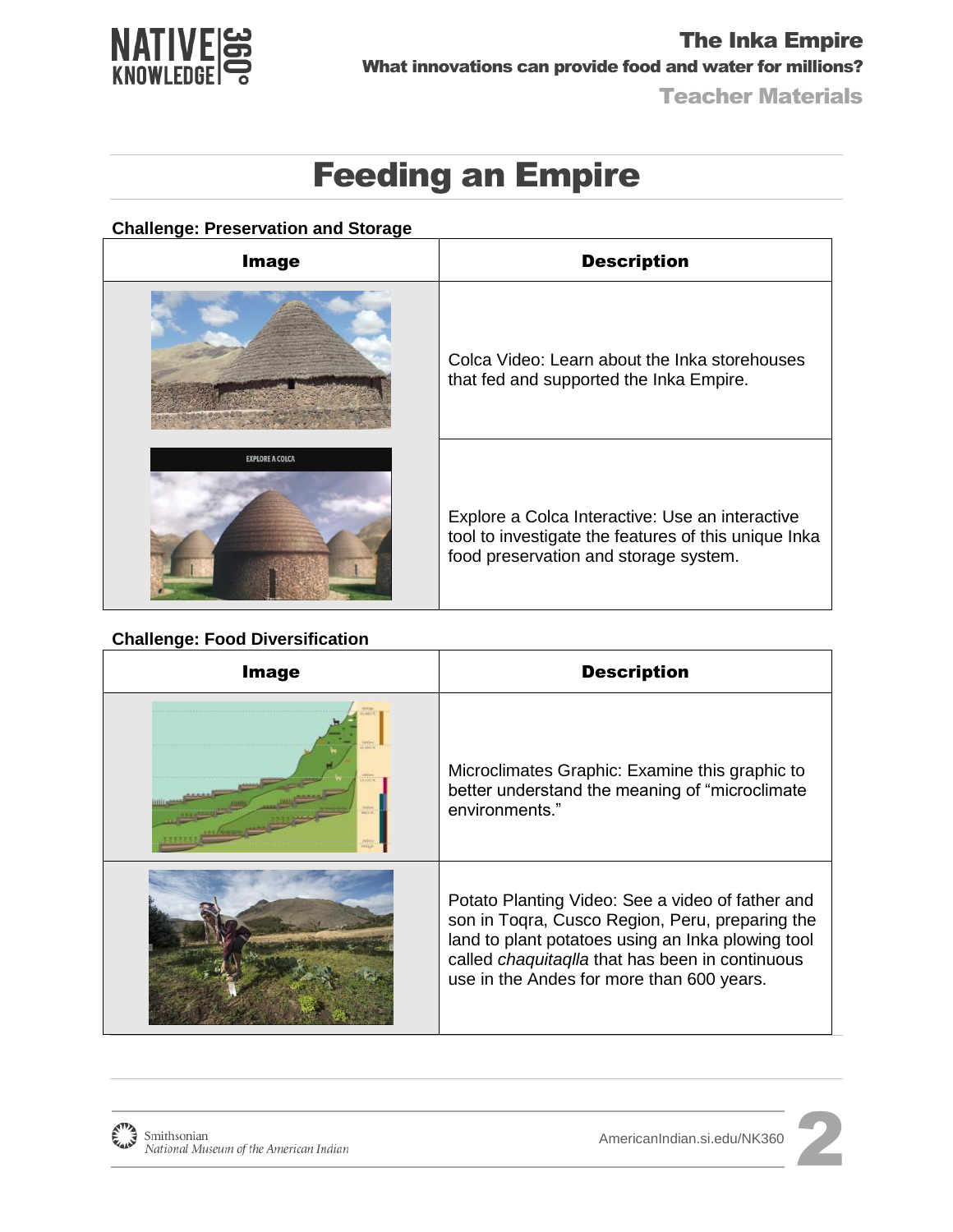# Feeding an Empire

**Challenge: Preservation and Storage**

| Image | Description |
| --- | --- |
| | Colca Video: Learn about the Inka storehouses that fed and supported the Inka Empire. |
| | Explore a Colca Interactive: Use an interactive tool to investigate the features of this unique Inka food preservation and storage system. |

**Challenge: Food Diversification**

| Image | Description |
| --- | --- |
| | Microclimates Graphic: Examine this graphic to better understand the meaning of "microclimate environments." |
| | Potato Planting Video: See a video of father and son in Toqra, Cusco Region, Peru, preparing the land to plant potatoes using an Inka plowing tool called *chaquitaqlla* that has been in continuous use in the Andes for more than 600 years. |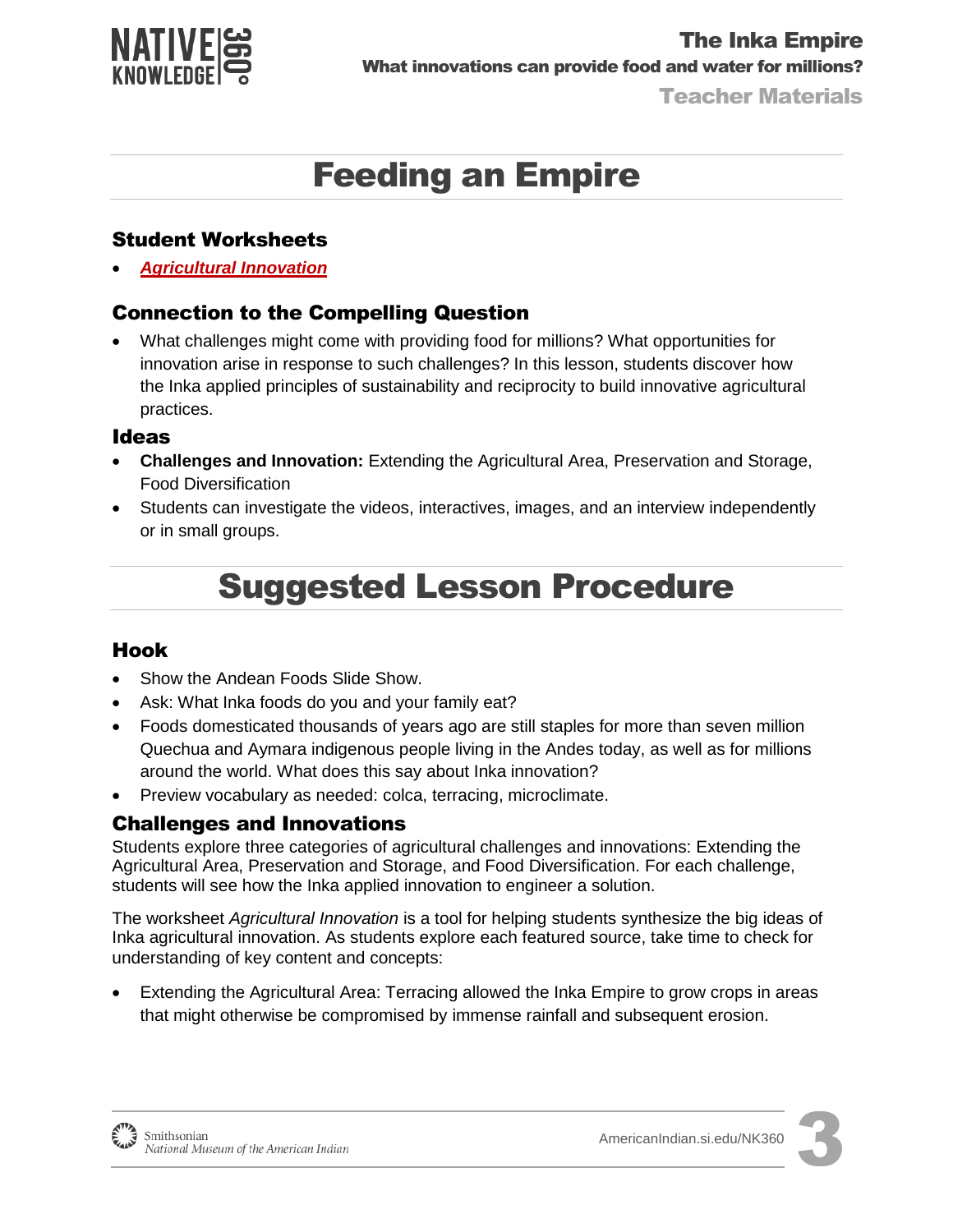# Feeding an Empire

## Student Worksheets

- ***Agricultural Innovation***

## Connection to the Compelling Question

- What challenges might come with providing food for millions? What opportunities for innovation arise in response to such challenges? In this lesson, students discover how the Inka applied principles of sustainability and reciprocity to build innovative agricultural practices.

### Ideas

- **Challenges and Innovation:** Extending the Agricultural Area, Preservation and Storage, Food Diversification
- Students can investigate the videos, interactives, images, and an interview independently or in small groups.

# Suggested Lesson Procedure

## Hook

- Show the Andean Foods Slide Show.
- Ask: What Inka foods do you and your family eat?
- Foods domesticated thousands of years ago are still staples for more than seven million Quechua and Aymara indigenous people living in the Andes today, as well as for millions around the world. What does this say about Inka innovation?
- Preview vocabulary as needed: colca, terracing, microclimate.

## Challenges and Innovations

Students explore three categories of agricultural challenges and innovations: Extending the Agricultural Area, Preservation and Storage, and Food Diversification. For each challenge, students will see how the Inka applied innovation to engineer a solution.

The worksheet *Agricultural Innovation* is a tool for helping students synthesize the big ideas of Inka agricultural innovation. As students explore each featured source, take time to check for understanding of key content and concepts:

- Extending the Agricultural Area: Terracing allowed the Inka Empire to grow crops in areas that might otherwise be compromised by immense rainfall and subsequent erosion.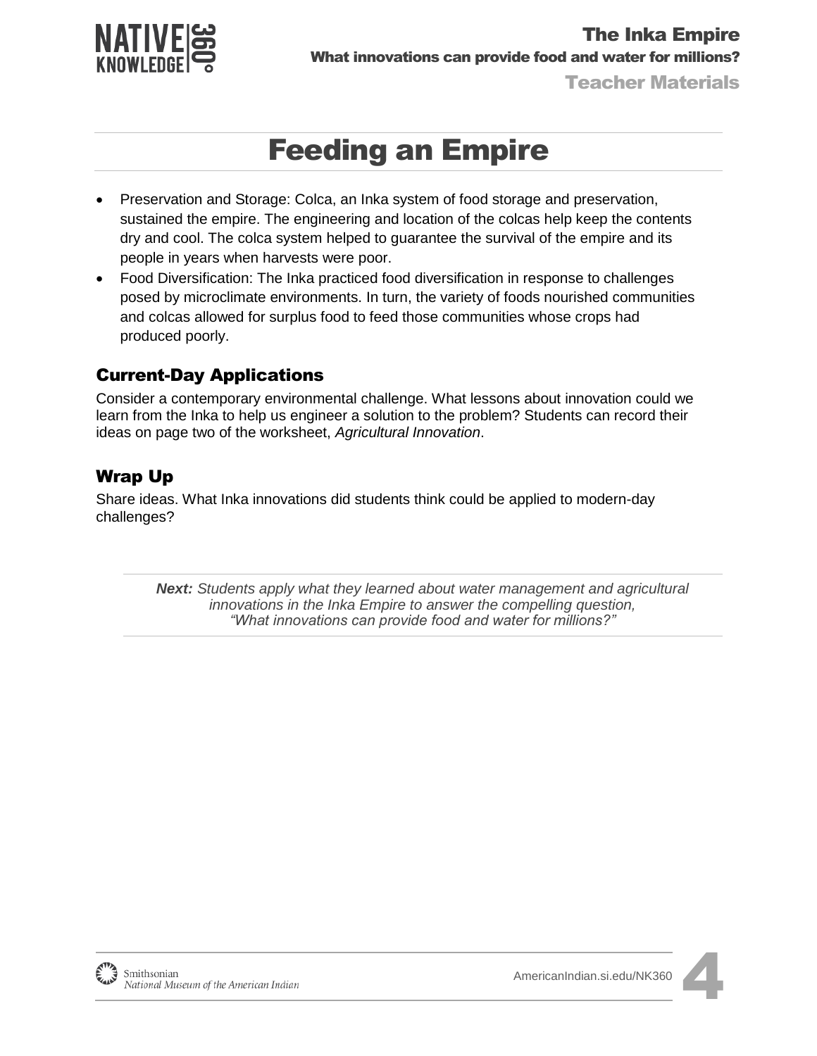# Feeding an Empire

- Preservation and Storage: Colca, an Inka system of food storage and preservation, sustained the empire. The engineering and location of the colcas help keep the contents dry and cool. The colca system helped to guarantee the survival of the empire and its people in years when harvests were poor.
- Food Diversification: The Inka practiced food diversification in response to challenges posed by microclimate environments. In turn, the variety of foods nourished communities and colcas allowed for surplus food to feed those communities whose crops had produced poorly.

## Current-Day Applications

Consider a contemporary environmental challenge. What lessons about innovation could we learn from the Inka to help us engineer a solution to the problem? Students can record their ideas on page two of the worksheet, *Agricultural Innovation*.

## Wrap Up

Share ideas. What Inka innovations did students think could be applied to modern-day challenges?

***Next:*** *Students apply what they learned about water management and agricultural innovations in the Inka Empire to answer the compelling question, "What innovations can provide food and water for millions?"*